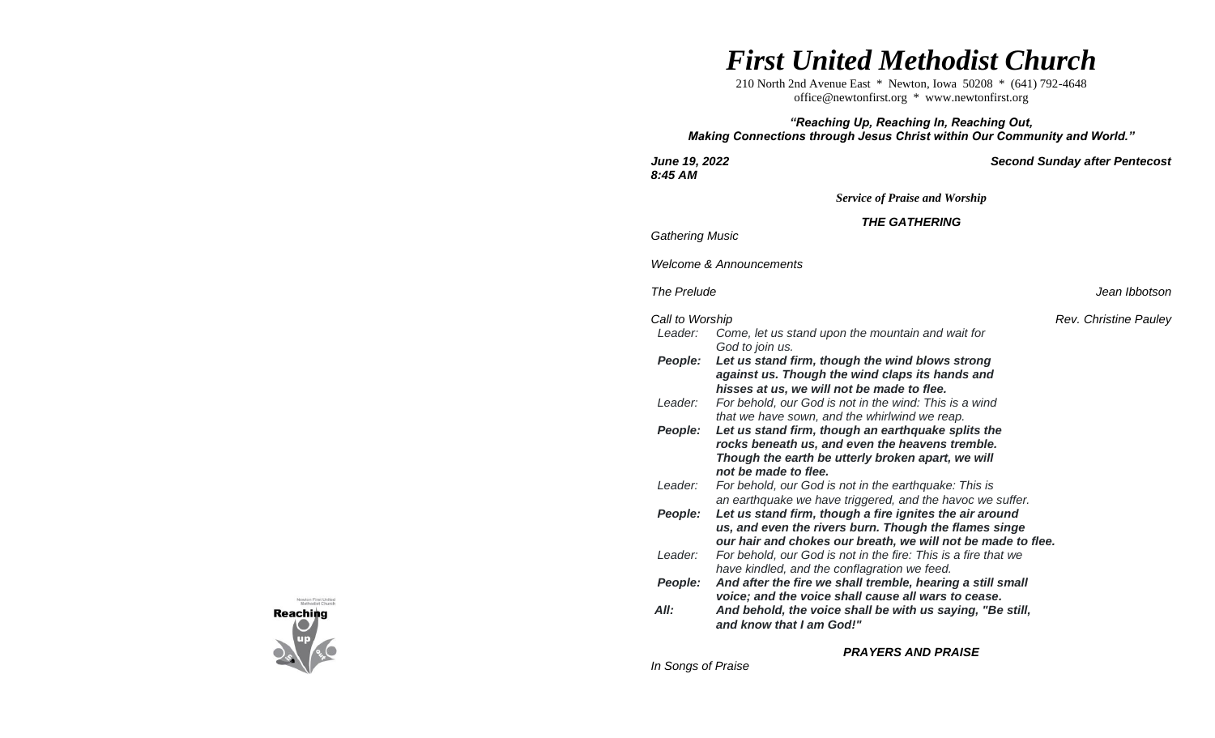# *First United Methodist Church*

210 North 2nd Avenue East * Newton, Iowa 50208 * (641) 792-4648
office@newtonfirst.org * www.newtonfirst.org

***"Reaching Up, Reaching In, Reaching Out,***
***Making Connections through Jesus Christ within Our Community and World."***

***June 19, 2022*** — ***Second Sunday after Pentecost***
***8:45 AM***

***Service of Praise and Worship***

## ***THE GATHERING***

*Gathering Music*

*Welcome & Announcements*

*The Prelude* — *Jean Ibbotson*

*Call to Worship* — *Rev. Christine Pauley*

*Leader:* *Come, let us stand upon the mountain and wait for God to join us.*

***People:*** ***Let us stand firm, though the wind blows strong against us. Though the wind claps its hands and hisses at us, we will not be made to flee.***

*Leader:* *For behold, our God is not in the wind: This is a wind that we have sown, and the whirlwind we reap.*

***People:*** ***Let us stand firm, though an earthquake splits the rocks beneath us, and even the heavens tremble. Though the earth be utterly broken apart, we will not be made to flee.***

*Leader:* *For behold, our God is not in the earthquake: This is an earthquake we have triggered, and the havoc we suffer.*

***People:*** ***Let us stand firm, though a fire ignites the air around us, and even the rivers burn. Though the flames singe our hair and chokes our breath, we will not be made to flee.***

*Leader:* *For behold, our God is not in the fire: This is a fire that we have kindled, and the conflagration we feed.*

***People:*** ***And after the fire we shall tremble, hearing a still small voice; and the voice shall cause all wars to cease.***

***All:*** ***And behold, the voice shall be with us saying, "Be still, and know that I am God!"***

## ***PRAYERS AND PRAISE***

*In Songs of Praise*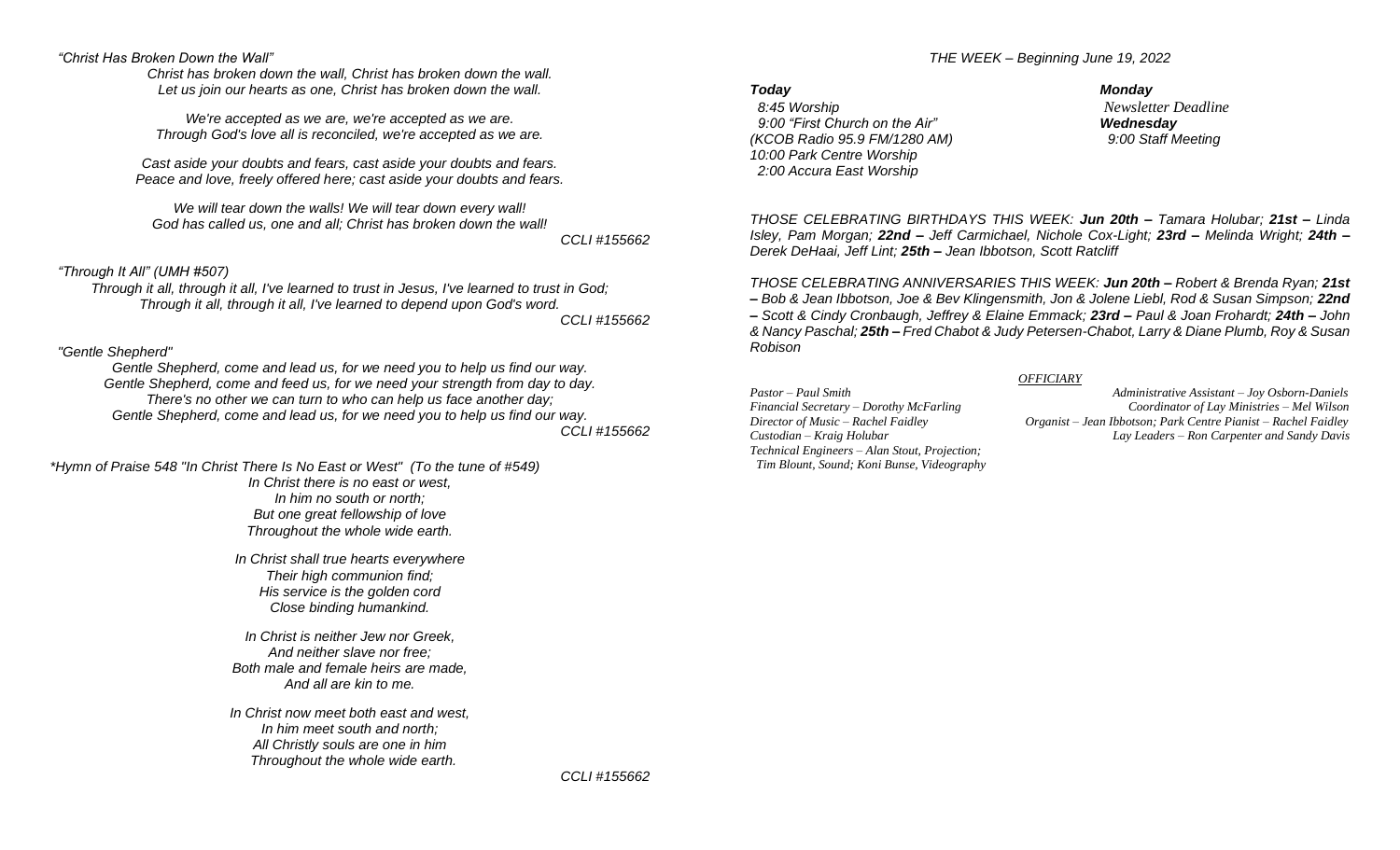*"Christ Has Broken Down the Wall"*

*Christ has broken down the wall, Christ has broken down the wall.*
*Let us join our hearts as one, Christ has broken down the wall.*

*We're accepted as we are, we're accepted as we are.*
*Through God's love all is reconciled, we're accepted as we are.*

*Cast aside your doubts and fears, cast aside your doubts and fears.*
*Peace and love, freely offered here; cast aside your doubts and fears.*

*We will tear down the walls! We will tear down every wall!*
*God has called us, one and all; Christ has broken down the wall!*

*CCLI #155662*

*"Through It All" (UMH #507)*

*Through it all, through it all, I've learned to trust in Jesus, I've learned to trust in God;*
*Through it all, through it all, I've learned to depend upon God's word.*

*CCLI #155662*

*"Gentle Shepherd"*

*Gentle Shepherd, come and lead us, for we need you to help us find our way.*
*Gentle Shepherd, come and feed us, for we need your strength from day to day.*
*There's no other we can turn to who can help us face another day;*
*Gentle Shepherd, come and lead us, for we need you to help us find our way.*

*CCLI #155662*

**Hymn of Praise 548 "In Christ There Is No East or West" (To the tune of #549)*

*In Christ there is no east or west,*
*In him no south or north;*
*But one great fellowship of love*
*Throughout the whole wide earth.*

*In Christ shall true hearts everywhere*
*Their high communion find;*
*His service is the golden cord*
*Close binding humankind.*

*In Christ is neither Jew nor Greek,*
*And neither slave nor free;*
*Both male and female heirs are made,*
*And all are kin to me.*

*In Christ now meet both east and west,*
*In him meet south and north;*
*All Christly souls are one in him*
*Throughout the whole wide earth.*

*CCLI #155662*

*THE WEEK – Beginning June 19, 2022*

***Today***
*8:45 Worship*
*9:00 "First Church on the Air"*
*(KCOB Radio 95.9 FM/1280 AM)*
*10:00 Park Centre Worship*
*2:00 Accura East Worship*

***Monday***
*Newsletter Deadline*

***Wednesday***
*9:00 Staff Meeting*

*THOSE CELEBRATING BIRTHDAYS THIS WEEK: **Jun 20th –** Tamara Holubar; **21st –** Linda Isley, Pam Morgan; **22nd –** Jeff Carmichael, Nichole Cox-Light; **23rd –** Melinda Wright; **24th –** Derek DeHaai, Jeff Lint; **25th –** Jean Ibbotson, Scott Ratcliff*

*THOSE CELEBRATING ANNIVERSARIES THIS WEEK: **Jun 20th –** Robert & Brenda Ryan; **21st –** Bob & Jean Ibbotson, Joe & Bev Klingensmith, Jon & Jolene Liebl, Rod & Susan Simpson; **22nd –** Scott & Cindy Cronbaugh, Jeffrey & Elaine Emmack; **23rd –** Paul & Joan Frohardt; **24th –** John & Nancy Paschal; **25th –** Fred Chabot & Judy Petersen-Chabot, Larry & Diane Plumb, Roy & Susan Robison*

*OFFICIARY*

*Pastor – Paul Smith*
*Financial Secretary – Dorothy McFarling*
*Director of Music – Rachel Faidley*
*Custodian – Kraig Holubar*
*Technical Engineers – Alan Stout, Projection; Tim Blount, Sound; Koni Bunse, Videography*

*Administrative Assistant – Joy Osborn-Daniels*
*Coordinator of Lay Ministries – Mel Wilson*
*Organist – Jean Ibbotson; Park Centre Pianist – Rachel Faidley*
*Lay Leaders – Ron Carpenter and Sandy Davis*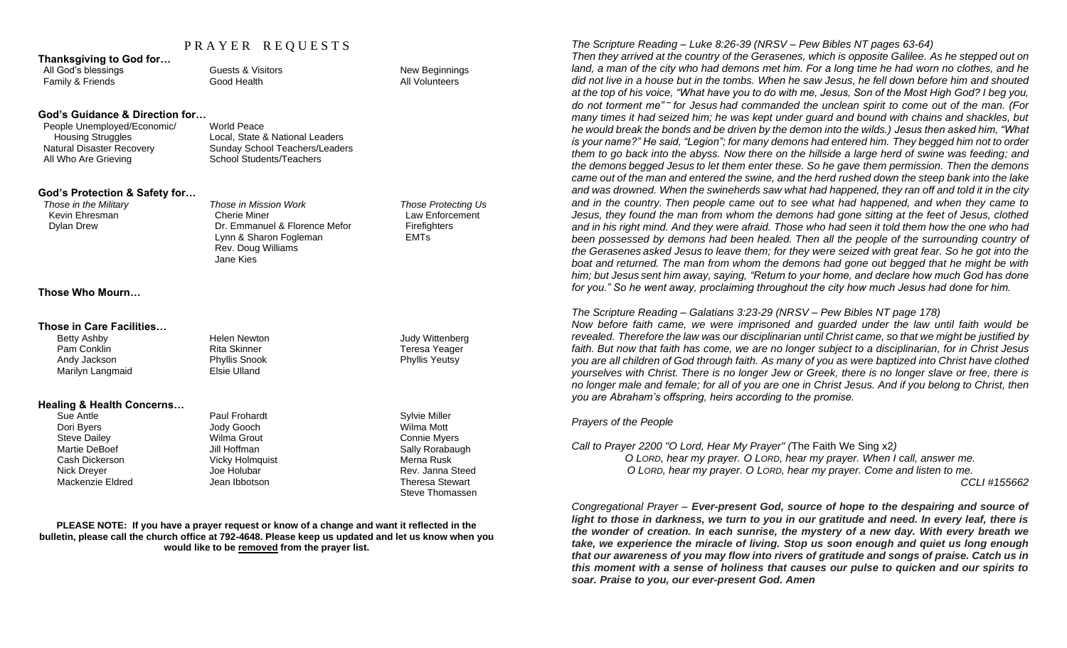# PRAYER REQUESTS

**Thanksgiving to God for…**

| | | |
|---|---|---|
| All God's blessings | Guests & Visitors | New Beginnings |
| Family & Friends | Good Health | All Volunteers |

**God's Guidance & Direction for…**

| | |
|---|---|
| People Unemployed/Economic/ Housing Struggles | World Peace |
| | Local, State & National Leaders |
| Natural Disaster Recovery | Sunday School Teachers/Leaders |
| All Who Are Grieving | School Students/Teachers |

**God's Protection & Safety for…**

| | | |
|---|---|---|
| *Those in the Military* | *Those in Mission Work* | *Those Protecting Us* |
| Kevin Ehresman | Cherie Miner | Law Enforcement |
| Dylan Drew | Dr. Emmanuel & Florence Mefor | Firefighters |
| | Lynn & Sharon Fogleman | EMTs |
| | Rev. Doug Williams | |
| | Jane Kies | |

**Those Who Mourn…**

**Those in Care Facilities…**

| | | |
|---|---|---|
| Betty Ashby | Helen Newton | Judy Wittenberg |
| Pam Conklin | Rita Skinner | Teresa Yeager |
| Andy Jackson | Phyllis Snook | Phyllis Yeutsy |
| Marilyn Langmaid | Elsie Ulland | |

**Healing & Health Concerns…**

| | | |
|---|---|---|
| Sue Antle | Paul Frohardt | Sylvie Miller |
| Dori Byers | Jody Gooch | Wilma Mott |
| Steve Dailey | Wilma Grout | Connie Myers |
| Martie DeBoef | Jill Hoffman | Sally Rorabaugh |
| Cash Dickerson | Vicky Holmquist | Merna Rusk |
| Nick Dreyer | Joe Holubar | Rev. Janna Steed |
| Mackenzie Eldred | Jean Ibbotson | Theresa Stewart |
| | | Steve Thomassen |

**PLEASE NOTE: If you have a prayer request or know of a change and want it reflected in the bulletin, please call the church office at 792-4648. Please keep us updated and let us know when you would like to be removed from the prayer list.**

*The Scripture Reading – Luke 8:26-39 (NRSV – Pew Bibles NT pages 63-64)*

*Then they arrived at the country of the Gerasenes, which is opposite Galilee. As he stepped out on land, a man of the city who had demons met him. For a long time he had worn no clothes, and he did not live in a house but in the tombs. When he saw Jesus, he fell down before him and shouted at the top of his voice, "What have you to do with me, Jesus, Son of the Most High God? I beg you, do not torment me" – for Jesus had commanded the unclean spirit to come out of the man. (For many times it had seized him; he was kept under guard and bound with chains and shackles, but he would break the bonds and be driven by the demon into the wilds.) Jesus then asked him, "What is your name?" He said, "Legion"; for many demons had entered him. They begged him not to order them to go back into the abyss. Now there on the hillside a large herd of swine was feeding; and the demons begged Jesus to let them enter these. So he gave them permission. Then the demons came out of the man and entered the swine, and the herd rushed down the steep bank into the lake and was drowned. When the swineherds saw what had happened, they ran off and told it in the city and in the country. Then people came out to see what had happened, and when they came to Jesus, they found the man from whom the demons had gone sitting at the feet of Jesus, clothed and in his right mind. And they were afraid. Those who had seen it told them how the one who had been possessed by demons had been healed. Then all the people of the surrounding country of the Gerasenes asked Jesus to leave them; for they were seized with great fear. So he got into the boat and returned. The man from whom the demons had gone out begged that he might be with him; but Jesus sent him away, saying, "Return to your home, and declare how much God has done for you." So he went away, proclaiming throughout the city how much Jesus had done for him.*

*The Scripture Reading – Galatians 3:23-29 (NRSV – Pew Bibles NT page 178)*

*Now before faith came, we were imprisoned and guarded under the law until faith would be revealed. Therefore the law was our disciplinarian until Christ came, so that we might be justified by faith. But now that faith has come, we are no longer subject to a disciplinarian, for in Christ Jesus you are all children of God through faith. As many of you as were baptized into Christ have clothed yourselves with Christ. There is no longer Jew or Greek, there is no longer slave or free, there is no longer male and female; for all of you are one in Christ Jesus. And if you belong to Christ, then you are Abraham's offspring, heirs according to the promise.*

*Prayers of the People*

*Call to Prayer 2200 "O Lord, Hear My Prayer" (*The Faith We Sing x2*)*

*O LORD, hear my prayer. O LORD, hear my prayer. When I call, answer me.*
*O LORD, hear my prayer. O LORD, hear my prayer. Come and listen to me.*

*CCLI #155662*

*Congregational Prayer –* ***Ever-present God, source of hope to the despairing and source of light to those in darkness, we turn to you in our gratitude and need. In every leaf, there is the wonder of creation. In each sunrise, the mystery of a new day. With every breath we take, we experience the miracle of living. Stop us soon enough and quiet us long enough that our awareness of you may flow into rivers of gratitude and songs of praise. Catch us in this moment with a sense of holiness that causes our pulse to quicken and our spirits to soar. Praise to you, our ever-present God. Amen***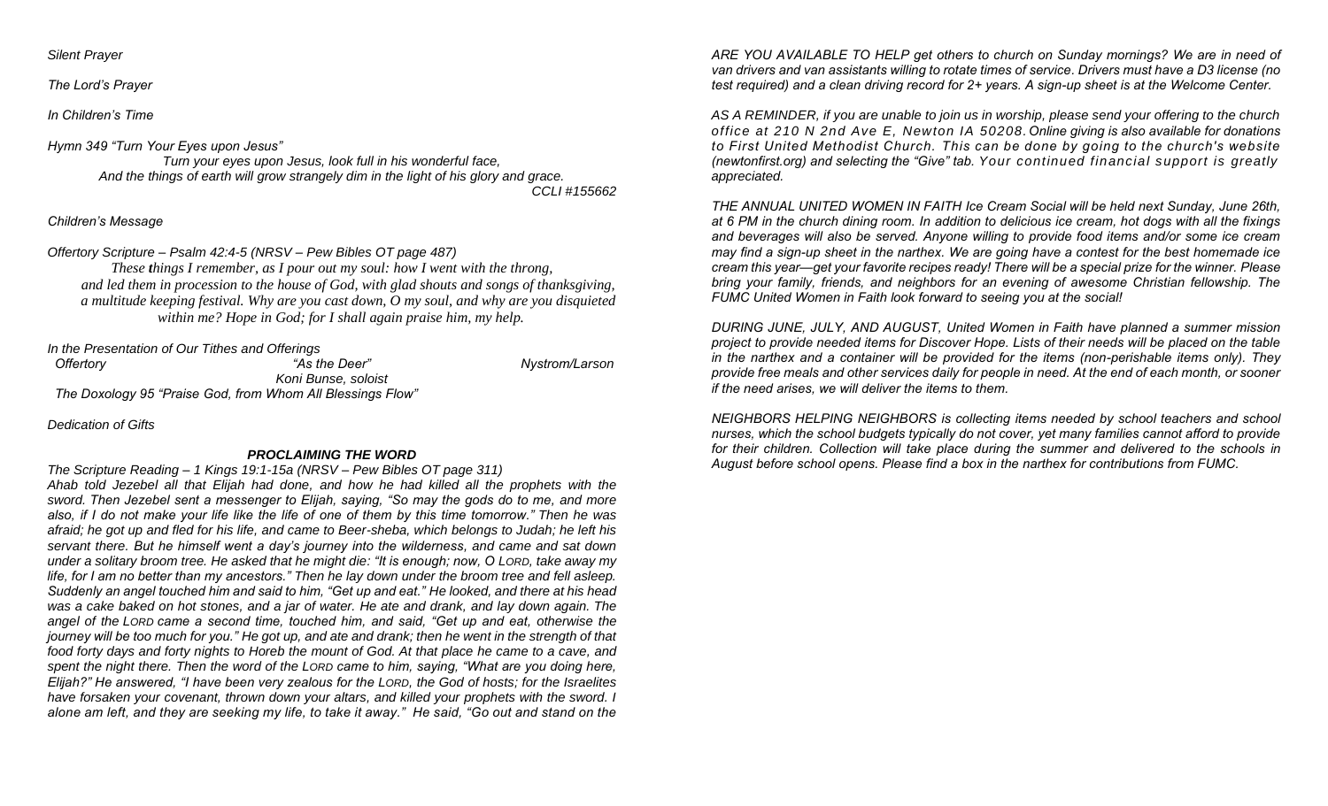*Silent Prayer*

*The Lord's Prayer*

*In Children's Time*

*Hymn 349 "Turn Your Eyes upon Jesus"*

*Turn your eyes upon Jesus, look full in his wonderful face,*
*And the things of earth will grow strangely dim in the light of his glory and grace.*
*CCLI #155662*

*Children's Message*

*Offertory Scripture – Psalm 42:4-5 (NRSV – Pew Bibles OT page 487)*

*These things I remember, as I pour out my soul: how I went with the throng, and led them in procession to the house of God, with glad shouts and songs of thanksgiving, a multitude keeping festival. Why are you cast down, O my soul, and why are you disquieted within me? Hope in God; for I shall again praise him, my help.*

*In the Presentation of Our Tithes and Offerings*

*Offertory* — *"As the Deer"* — *Nystrom/Larson*
*Koni Bunse, soloist*

*The Doxology 95 "Praise God, from Whom All Blessings Flow"*

*Dedication of Gifts*

## *PROCLAIMING THE WORD*

*The Scripture Reading – 1 Kings 19:1-15a (NRSV – Pew Bibles OT page 311)*

*Ahab told Jezebel all that Elijah had done, and how he had killed all the prophets with the sword. Then Jezebel sent a messenger to Elijah, saying, "So may the gods do to me, and more also, if I do not make your life like the life of one of them by this time tomorrow." Then he was afraid; he got up and fled for his life, and came to Beer-sheba, which belongs to Judah; he left his servant there. But he himself went a day's journey into the wilderness, and came and sat down under a solitary broom tree. He asked that he might die: "It is enough; now, O LORD, take away my life, for I am no better than my ancestors." Then he lay down under the broom tree and fell asleep. Suddenly an angel touched him and said to him, "Get up and eat." He looked, and there at his head was a cake baked on hot stones, and a jar of water. He ate and drank, and lay down again. The angel of the LORD came a second time, touched him, and said, "Get up and eat, otherwise the journey will be too much for you." He got up, and ate and drank; then he went in the strength of that food forty days and forty nights to Horeb the mount of God. At that place he came to a cave, and spent the night there. Then the word of the LORD came to him, saying, "What are you doing here, Elijah?" He answered, "I have been very zealous for the LORD, the God of hosts; for the Israelites have forsaken your covenant, thrown down your altars, and killed your prophets with the sword. I alone am left, and they are seeking my life, to take it away." He said, "Go out and stand on the*

*ARE YOU AVAILABLE TO HELP get others to church on Sunday mornings? We are in need of van drivers and van assistants willing to rotate times of service. Drivers must have a D3 license (no test required) and a clean driving record for 2+ years. A sign-up sheet is at the Welcome Center.*

*AS A REMINDER, if you are unable to join us in worship, please send your offering to the church office at 210 N 2nd Ave E, Newton IA 50208. Online giving is also available for donations to First United Methodist Church. This can be done by going to the church's website (newtonfirst.org) and selecting the "Give" tab. Your continued financial support is greatly appreciated.*

*THE ANNUAL UNITED WOMEN IN FAITH Ice Cream Social will be held next Sunday, June 26th, at 6 PM in the church dining room. In addition to delicious ice cream, hot dogs with all the fixings and beverages will also be served. Anyone willing to provide food items and/or some ice cream may find a sign-up sheet in the narthex. We are going have a contest for the best homemade ice cream this year—get your favorite recipes ready! There will be a special prize for the winner. Please bring your family, friends, and neighbors for an evening of awesome Christian fellowship. The FUMC United Women in Faith look forward to seeing you at the social!*

*DURING JUNE, JULY, AND AUGUST, United Women in Faith have planned a summer mission project to provide needed items for Discover Hope. Lists of their needs will be placed on the table in the narthex and a container will be provided for the items (non-perishable items only). They provide free meals and other services daily for people in need. At the end of each month, or sooner if the need arises, we will deliver the items to them.*

*NEIGHBORS HELPING NEIGHBORS is collecting items needed by school teachers and school nurses, which the school budgets typically do not cover, yet many families cannot afford to provide for their children. Collection will take place during the summer and delivered to the schools in August before school opens. Please find a box in the narthex for contributions from FUMC.*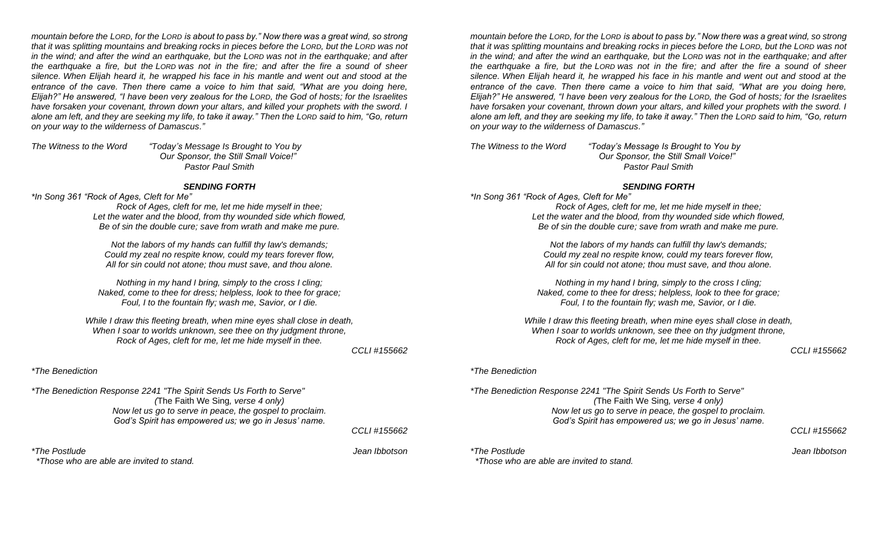*mountain before the Lord, for the Lord is about to pass by." Now there was a great wind, so strong that it was splitting mountains and breaking rocks in pieces before the Lord, but the Lord was not in the wind; and after the wind an earthquake, but the Lord was not in the earthquake; and after the earthquake a fire, but the Lord was not in the fire; and after the fire a sound of sheer silence. When Elijah heard it, he wrapped his face in his mantle and went out and stood at the entrance of the cave. Then there came a voice to him that said, "What are you doing here, Elijah?" He answered, "I have been very zealous for the Lord, the God of hosts; for the Israelites have forsaken your covenant, thrown down your altars, and killed your prophets with the sword. I alone am left, and they are seeking my life, to take it away." Then the Lord said to him, "Go, return on your way to the wilderness of Damascus."*

*The Witness to the Word* — *"Today's Message Is Brought to You by Our Sponsor, the Still Small Voice!"*
*Pastor Paul Smith*

### *SENDING FORTH*

*\*In Song 361 "Rock of Ages, Cleft for Me"*

*Rock of Ages, cleft for me, let me hide myself in thee;*
*Let the water and the blood, from thy wounded side which flowed,*
*Be of sin the double cure; save from wrath and make me pure.*

*Not the labors of my hands can fulfill thy law's demands;*
*Could my zeal no respite know, could my tears forever flow,*
*All for sin could not atone; thou must save, and thou alone.*

*Nothing in my hand I bring, simply to the cross I cling;*
*Naked, come to thee for dress; helpless, look to thee for grace;*
*Foul, I to the fountain fly; wash me, Savior, or I die.*

*While I draw this fleeting breath, when mine eyes shall close in death,*
*When I soar to worlds unknown, see thee on thy judgment throne,*
*Rock of Ages, cleft for me, let me hide myself in thee.*

*CCLI #155662*

*\*The Benediction*

*\*The Benediction Response 2241 "The Spirit Sends Us Forth to Serve"*
*(*The Faith We Sing*, verse 4 only)*
*Now let us go to serve in peace, the gospel to proclaim.*
*God's Spirit has empowered us; we go in Jesus' name.*

*CCLI #155662*

*\*The Postlude* — *Jean Ibbotson*

*\*Those who are able are invited to stand.*

---

*mountain before the Lord, for the Lord is about to pass by." Now there was a great wind, so strong that it was splitting mountains and breaking rocks in pieces before the Lord, but the Lord was not in the wind; and after the wind an earthquake, but the Lord was not in the earthquake; and after the earthquake a fire, but the Lord was not in the fire; and after the fire a sound of sheer silence. When Elijah heard it, he wrapped his face in his mantle and went out and stood at the entrance of the cave. Then there came a voice to him that said, "What are you doing here, Elijah?" He answered, "I have been very zealous for the Lord, the God of hosts; for the Israelites have forsaken your covenant, thrown down your altars, and killed your prophets with the sword. I alone am left, and they are seeking my life, to take it away." Then the Lord said to him, "Go, return on your way to the wilderness of Damascus."*

*The Witness to the Word* — *"Today's Message Is Brought to You by Our Sponsor, the Still Small Voice!"*
*Pastor Paul Smith*

### *SENDING FORTH*

*\*In Song 361 "Rock of Ages, Cleft for Me"*

*Rock of Ages, cleft for me, let me hide myself in thee;*
*Let the water and the blood, from thy wounded side which flowed,*
*Be of sin the double cure; save from wrath and make me pure.*

*Not the labors of my hands can fulfill thy law's demands;*
*Could my zeal no respite know, could my tears forever flow,*
*All for sin could not atone; thou must save, and thou alone.*

*Nothing in my hand I bring, simply to the cross I cling;*
*Naked, come to thee for dress; helpless, look to thee for grace;*
*Foul, I to the fountain fly; wash me, Savior, or I die.*

*While I draw this fleeting breath, when mine eyes shall close in death,*
*When I soar to worlds unknown, see thee on thy judgment throne,*
*Rock of Ages, cleft for me, let me hide myself in thee.*

*CCLI #155662*

*\*The Benediction*

*\*The Benediction Response 2241 "The Spirit Sends Us Forth to Serve"*
*(*The Faith We Sing*, verse 4 only)*
*Now let us go to serve in peace, the gospel to proclaim.*
*God's Spirit has empowered us; we go in Jesus' name.*

*CCLI #155662*

*\*The Postlude* — *Jean Ibbotson*

*\*Those who are able are invited to stand.*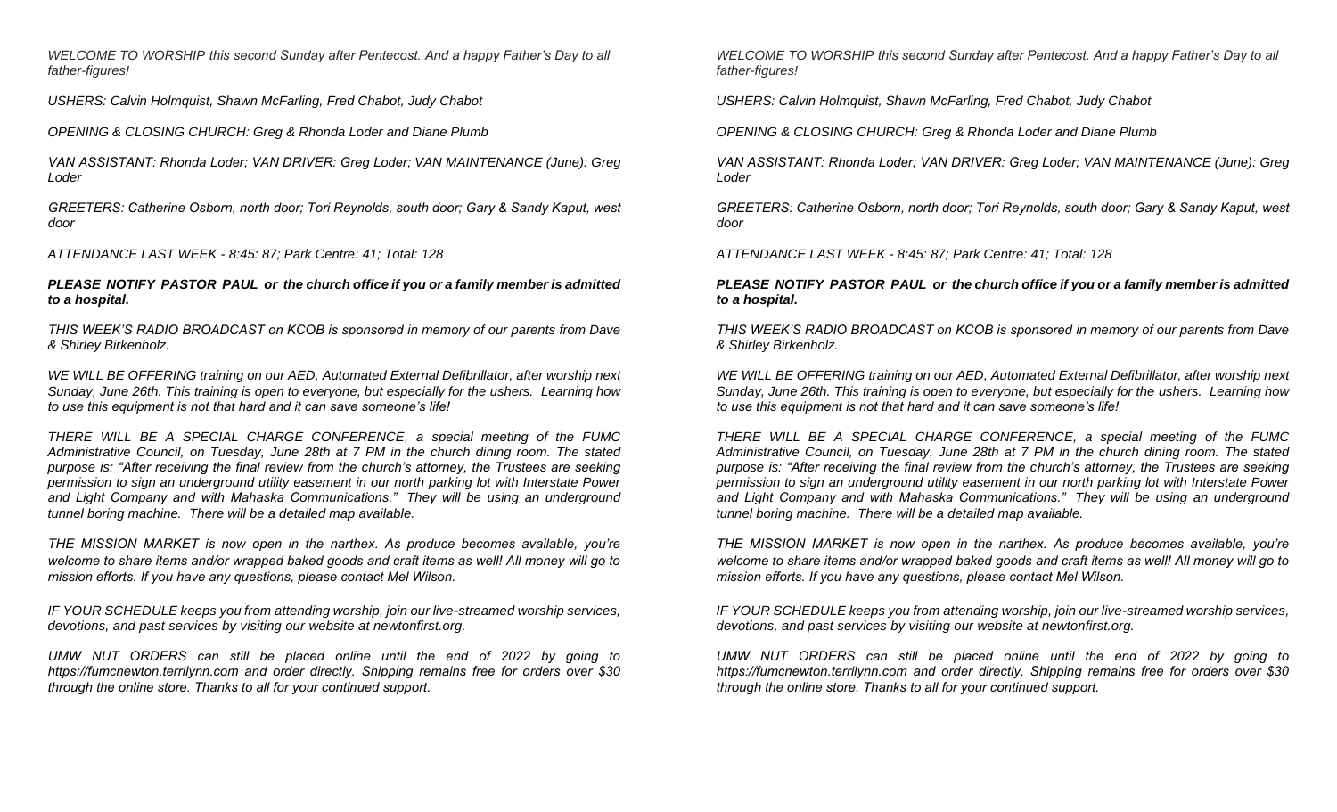*WELCOME TO WORSHIP this second Sunday after Pentecost. And a happy Father's Day to all father-figures!*

*USHERS: Calvin Holmquist, Shawn McFarling, Fred Chabot, Judy Chabot*

*OPENING & CLOSING CHURCH: Greg & Rhonda Loder and Diane Plumb*

*VAN ASSISTANT: Rhonda Loder; VAN DRIVER: Greg Loder; VAN MAINTENANCE (June): Greg Loder*

*GREETERS: Catherine Osborn, north door; Tori Reynolds, south door; Gary & Sandy Kaput, west door*

*ATTENDANCE LAST WEEK - 8:45: 87; Park Centre: 41; Total: 128*

***PLEASE NOTIFY PASTOR PAUL or the church office if you or a family member is admitted to a hospital.***

*THIS WEEK'S RADIO BROADCAST on KCOB is sponsored in memory of our parents from Dave & Shirley Birkenholz.*

*WE WILL BE OFFERING training on our AED, Automated External Defibrillator, after worship next Sunday, June 26th. This training is open to everyone, but especially for the ushers. Learning how to use this equipment is not that hard and it can save someone's life!*

*THERE WILL BE A SPECIAL CHARGE CONFERENCE, a special meeting of the FUMC Administrative Council, on Tuesday, June 28th at 7 PM in the church dining room. The stated purpose is: "After receiving the final review from the church's attorney, the Trustees are seeking permission to sign an underground utility easement in our north parking lot with Interstate Power and Light Company and with Mahaska Communications." They will be using an underground tunnel boring machine. There will be a detailed map available.*

*THE MISSION MARKET is now open in the narthex. As produce becomes available, you're welcome to share items and/or wrapped baked goods and craft items as well! All money will go to mission efforts. If you have any questions, please contact Mel Wilson.*

*IF YOUR SCHEDULE keeps you from attending worship, join our live-streamed worship services, devotions, and past services by visiting our website at newtonfirst.org.*

*UMW NUT ORDERS can still be placed online until the end of 2022 by going to https://fumcnewton.terrilynn.com and order directly. Shipping remains free for orders over $30 through the online store. Thanks to all for your continued support.*

*WELCOME TO WORSHIP this second Sunday after Pentecost. And a happy Father's Day to all father-figures!*

*USHERS: Calvin Holmquist, Shawn McFarling, Fred Chabot, Judy Chabot*

*OPENING & CLOSING CHURCH: Greg & Rhonda Loder and Diane Plumb*

*VAN ASSISTANT: Rhonda Loder; VAN DRIVER: Greg Loder; VAN MAINTENANCE (June): Greg Loder*

*GREETERS: Catherine Osborn, north door; Tori Reynolds, south door; Gary & Sandy Kaput, west door*

*ATTENDANCE LAST WEEK - 8:45: 87; Park Centre: 41; Total: 128*

***PLEASE NOTIFY PASTOR PAUL or the church office if you or a family member is admitted to a hospital.***

*THIS WEEK'S RADIO BROADCAST on KCOB is sponsored in memory of our parents from Dave & Shirley Birkenholz.*

*WE WILL BE OFFERING training on our AED, Automated External Defibrillator, after worship next Sunday, June 26th. This training is open to everyone, but especially for the ushers. Learning how to use this equipment is not that hard and it can save someone's life!*

*THERE WILL BE A SPECIAL CHARGE CONFERENCE, a special meeting of the FUMC Administrative Council, on Tuesday, June 28th at 7 PM in the church dining room. The stated purpose is: "After receiving the final review from the church's attorney, the Trustees are seeking permission to sign an underground utility easement in our north parking lot with Interstate Power and Light Company and with Mahaska Communications." They will be using an underground tunnel boring machine. There will be a detailed map available.*

*THE MISSION MARKET is now open in the narthex. As produce becomes available, you're welcome to share items and/or wrapped baked goods and craft items as well! All money will go to mission efforts. If you have any questions, please contact Mel Wilson.*

*IF YOUR SCHEDULE keeps you from attending worship, join our live-streamed worship services, devotions, and past services by visiting our website at newtonfirst.org.*

*UMW NUT ORDERS can still be placed online until the end of 2022 by going to https://fumcnewton.terrilynn.com and order directly. Shipping remains free for orders over $30 through the online store. Thanks to all for your continued support.*